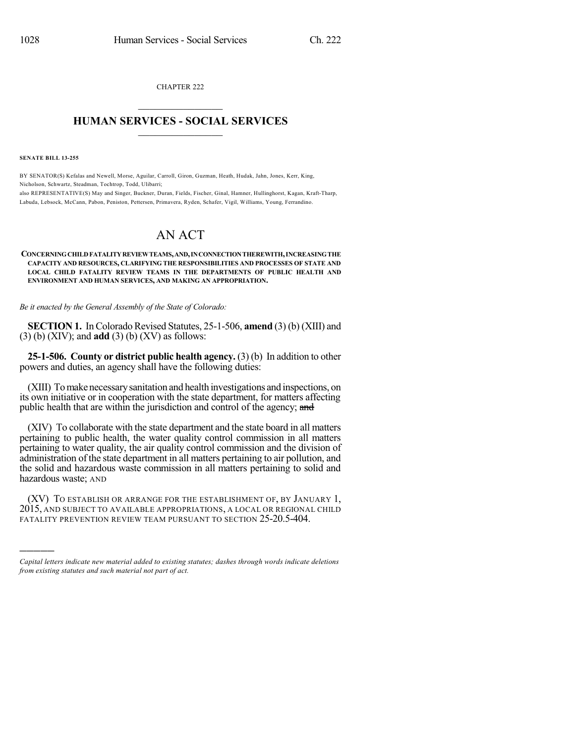CHAPTER 222

## HUMAN SERVICES - SOCIAL SERVICES

**SENATE BILL 13-255**

BY SENATOR(S) Kefalas and Newell, Morse, Aguilar, Carroll, Giron, Guzman, Heath, Hudak, Jahn, Jones, Kerr, King, Nicholson, Schwartz, Steadman, Tochtrop, Todd, Ulibarri;
also REPRESENTATIVE(S) May and Singer, Buckner, Duran, Fields, Fischer, Ginal, Hamner, Hullinghorst, Kagan, Kraft-Tharp, Labuda, Lebsock, McCann, Pabon, Peniston, Pettersen, Primavera, Ryden, Schafer, Vigil, Williams, Young, Ferrandino.

# AN ACT

**CONCERNING CHILD FATALITY REVIEW TEAMS, AND, IN CONNECTION THEREWITH, INCREASING THE CAPACITY AND RESOURCES, CLARIFYING THE RESPONSIBILITIES AND PROCESSES OF STATE AND LOCAL CHILD FATALITY REVIEW TEAMS IN THE DEPARTMENTS OF PUBLIC HEALTH AND ENVIRONMENT AND HUMAN SERVICES, AND MAKING AN APPROPRIATION.**

*Be it enacted by the General Assembly of the State of Colorado:*

**SECTION 1.** In Colorado Revised Statutes, 25-1-506, **amend** (3) (b) (XIII) and (3) (b) (XIV); and **add** (3) (b) (XV) as follows:

**25-1-506. County or district public health agency.** (3) (b) In addition to other powers and duties, an agency shall have the following duties:

(XIII) To make necessary sanitation and health investigations and inspections, on its own initiative or in cooperation with the state department, for matters affecting public health that are within the jurisdiction and control of the agency; ~~and~~

(XIV) To collaborate with the state department and the state board in all matters pertaining to public health, the water quality control commission in all matters pertaining to water quality, the air quality control commission and the division of administration of the state department in all matters pertaining to air pollution, and the solid and hazardous waste commission in all matters pertaining to solid and hazardous waste; AND

(XV) TO ESTABLISH OR ARRANGE FOR THE ESTABLISHMENT OF, BY JANUARY 1, 2015, AND SUBJECT TO AVAILABLE APPROPRIATIONS, A LOCAL OR REGIONAL CHILD FATALITY PREVENTION REVIEW TEAM PURSUANT TO SECTION 25-20.5-404.

---

*Capital letters indicate new material added to existing statutes; dashes through words indicate deletions from existing statutes and such material not part of act.*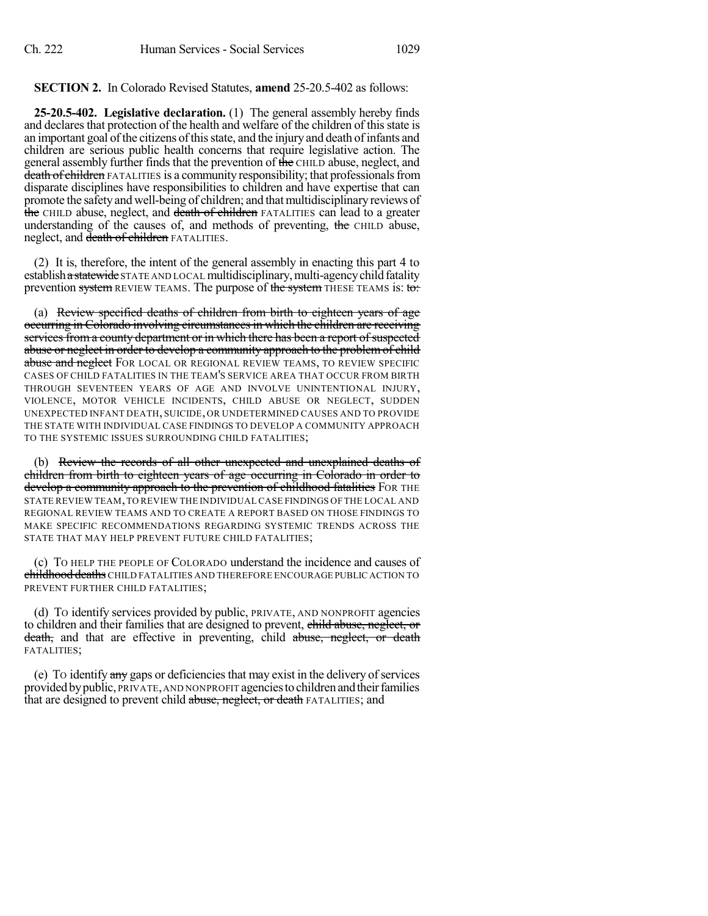**SECTION 2.** In Colorado Revised Statutes, **amend** 25-20.5-402 as follows:

**25-20.5-402. Legislative declaration.** (1) The general assembly hereby finds and declares that protection of the health and welfare of the children of this state is an important goal of the citizens of this state, and the injury and death of infants and children are serious public health concerns that require legislative action. The general assembly further finds that the prevention of ~~the~~ CHILD abuse, neglect, and ~~death of children~~ FATALITIES is a community responsibility; that professionals from disparate disciplines have responsibilities to children and have expertise that can promote the safety and well-being of children; and that multidisciplinary reviews of ~~the~~ CHILD abuse, neglect, and ~~death of children~~ FATALITIES can lead to a greater understanding of the causes of, and methods of preventing, ~~the~~ CHILD abuse, neglect, and ~~death of children~~ FATALITIES.

(2) It is, therefore, the intent of the general assembly in enacting this part 4 to establish ~~a statewide~~ STATE AND LOCAL multidisciplinary, multi-agency child fatality prevention ~~system~~ REVIEW TEAMS. The purpose of ~~the system~~ THESE TEAMS is: ~~to:~~

(a) ~~Review specified deaths of children from birth to eighteen years of age occurring in Colorado involving circumstances in which the children are receiving services from a county department or in which there has been a report of suspected abuse or neglect in order to develop a community approach to the problem of child abuse and neglect~~ FOR LOCAL OR REGIONAL REVIEW TEAMS, TO REVIEW SPECIFIC CASES OF CHILD FATALITIES IN THE TEAM'S SERVICE AREA THAT OCCUR FROM BIRTH THROUGH SEVENTEEN YEARS OF AGE AND INVOLVE UNINTENTIONAL INJURY, VIOLENCE, MOTOR VEHICLE INCIDENTS, CHILD ABUSE OR NEGLECT, SUDDEN UNEXPECTED INFANT DEATH, SUICIDE, OR UNDETERMINED CAUSES AND TO PROVIDE THE STATE WITH INDIVIDUAL CASE FINDINGS TO DEVELOP A COMMUNITY APPROACH TO THE SYSTEMIC ISSUES SURROUNDING CHILD FATALITIES;

(b) ~~Review the records of all other unexpected and unexplained deaths of children from birth to eighteen years of age occurring in Colorado in order to develop a community approach to the prevention of childhood fatalities~~ FOR THE STATE REVIEW TEAM, TO REVIEW THE INDIVIDUAL CASE FINDINGS OF THE LOCAL AND REGIONAL REVIEW TEAMS AND TO CREATE A REPORT BASED ON THOSE FINDINGS TO MAKE SPECIFIC RECOMMENDATIONS REGARDING SYSTEMIC TRENDS ACROSS THE STATE THAT MAY HELP PREVENT FUTURE CHILD FATALITIES;

(c) TO HELP THE PEOPLE OF COLORADO understand the incidence and causes of ~~childhood deaths~~ CHILD FATALITIES AND THEREFORE ENCOURAGE PUBLIC ACTION TO PREVENT FURTHER CHILD FATALITIES;

(d) TO identify services provided by public, PRIVATE, AND NONPROFIT agencies to children and their families that are designed to prevent, ~~child abuse, neglect, or death,~~ and that are effective in preventing, child ~~abuse, neglect, or death~~ FATALITIES;

(e) TO identify ~~any~~ gaps or deficiencies that may exist in the delivery of services provided by public, PRIVATE, AND NONPROFIT agencies to children and their families that are designed to prevent child ~~abuse, neglect, or death~~ FATALITIES; and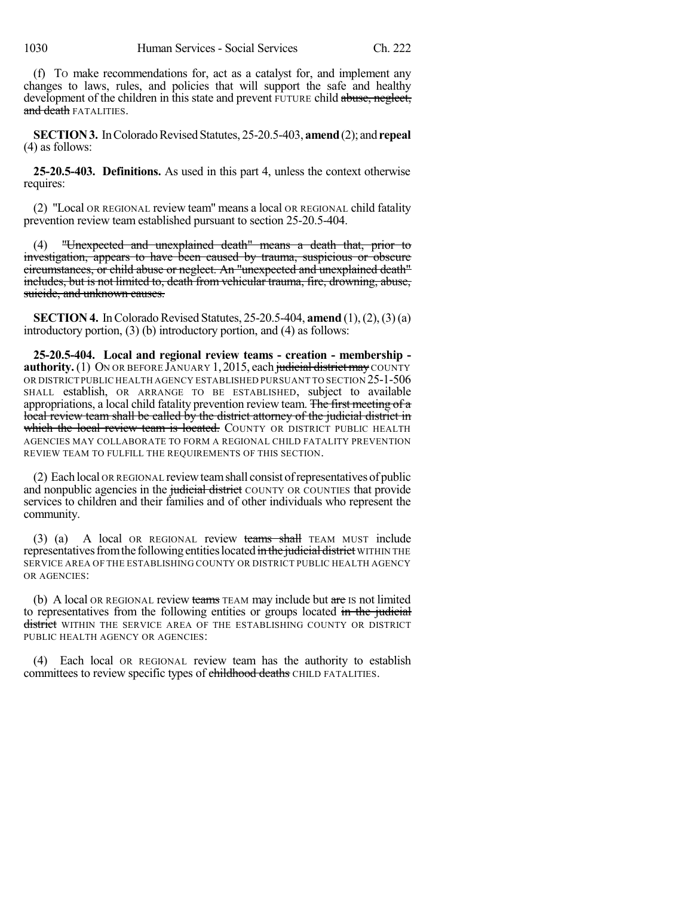(f) TO make recommendations for, act as a catalyst for, and implement any changes to laws, rules, and policies that will support the safe and healthy development of the children in this state and prevent FUTURE child ~~abuse, neglect, and death~~ FATALITIES.

**SECTION 3.** In Colorado Revised Statutes, 25-20.5-403, **amend** (2); and **repeal** (4) as follows:

**25-20.5-403. Definitions.** As used in this part 4, unless the context otherwise requires:

(2) "Local OR REGIONAL review team" means a local OR REGIONAL child fatality prevention review team established pursuant to section 25-20.5-404.

(4) ~~"Unexpected and unexplained death" means a death that, prior to investigation, appears to have been caused by trauma, suspicious or obscure circumstances, or child abuse or neglect. An "unexpected and unexplained death" includes, but is not limited to, death from vehicular trauma, fire, drowning, abuse, suicide, and unknown causes.~~

**SECTION 4.** In Colorado Revised Statutes, 25-20.5-404, **amend** (1), (2), (3) (a) introductory portion, (3) (b) introductory portion, and (4) as follows:

**25-20.5-404. Local and regional review teams - creation - membership - authority.** (1) ON OR BEFORE JANUARY 1, 2015, each ~~judicial district may~~ COUNTY OR DISTRICT PUBLIC HEALTH AGENCY ESTABLISHED PURSUANT TO SECTION 25-1-506 SHALL establish, OR ARRANGE TO BE ESTABLISHED, subject to available appropriations, a local child fatality prevention review team. ~~The first meeting of a local review team shall be called by the district attorney of the judicial district in which the local review team is located.~~ COUNTY OR DISTRICT PUBLIC HEALTH AGENCIES MAY COLLABORATE TO FORM A REGIONAL CHILD FATALITY PREVENTION REVIEW TEAM TO FULFILL THE REQUIREMENTS OF THIS SECTION.

(2) Each local OR REGIONAL review team shall consist of representatives of public and nonpublic agencies in the ~~judicial district~~ COUNTY OR COUNTIES that provide services to children and their families and of other individuals who represent the community.

(3) (a) A local OR REGIONAL review ~~teams shall~~ TEAM MUST include representatives from the following entities located ~~in the judicial district~~ WITHIN THE SERVICE AREA OF THE ESTABLISHING COUNTY OR DISTRICT PUBLIC HEALTH AGENCY OR AGENCIES:

(b) A local OR REGIONAL review ~~teams~~ TEAM may include but ~~are~~ IS not limited to representatives from the following entities or groups located ~~in the judicial district~~ WITHIN THE SERVICE AREA OF THE ESTABLISHING COUNTY OR DISTRICT PUBLIC HEALTH AGENCY OR AGENCIES:

(4) Each local OR REGIONAL review team has the authority to establish committees to review specific types of ~~childhood deaths~~ CHILD FATALITIES.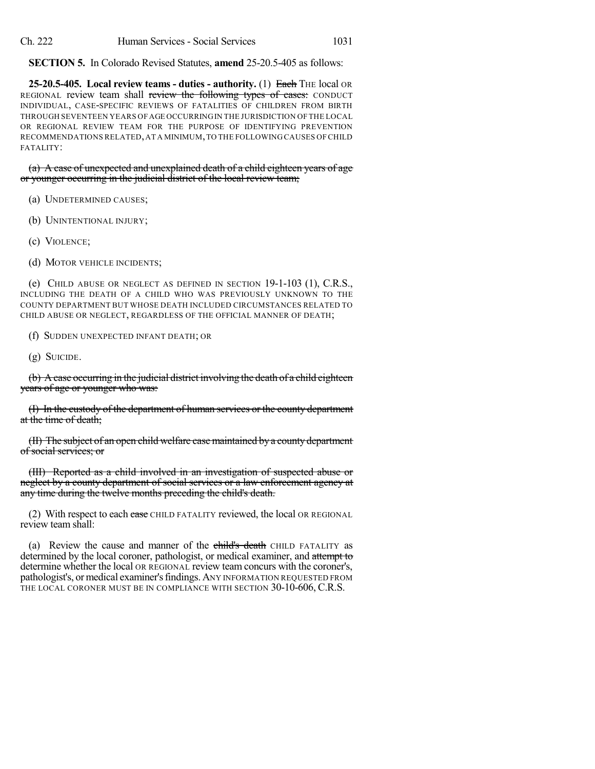**SECTION 5.** In Colorado Revised Statutes, **amend** 25-20.5-405 as follows:

**25-20.5-405. Local review teams - duties - authority.** (1) ~~Each~~ THE local OR REGIONAL review team shall ~~review the following types of cases:~~ CONDUCT INDIVIDUAL, CASE-SPECIFIC REVIEWS OF FATALITIES OF CHILDREN FROM BIRTH THROUGH SEVENTEEN YEARS OF AGE OCCURRING IN THE JURISDICTION OF THE LOCAL OR REGIONAL REVIEW TEAM FOR THE PURPOSE OF IDENTIFYING PREVENTION RECOMMENDATIONS RELATED, AT A MINIMUM, TO THE FOLLOWING CAUSES OF CHILD FATALITY:

~~(a) A case of unexpected and unexplained death of a child eighteen years of age or younger occurring in the judicial district of the local review team;~~

(a) UNDETERMINED CAUSES;

(b) UNINTENTIONAL INJURY;

(c) VIOLENCE;

(d) MOTOR VEHICLE INCIDENTS;

(e) CHILD ABUSE OR NEGLECT AS DEFINED IN SECTION 19-1-103 (1), C.R.S., INCLUDING THE DEATH OF A CHILD WHO WAS PREVIOUSLY UNKNOWN TO THE COUNTY DEPARTMENT BUT WHOSE DEATH INCLUDED CIRCUMSTANCES RELATED TO CHILD ABUSE OR NEGLECT, REGARDLESS OF THE OFFICIAL MANNER OF DEATH;

(f) SUDDEN UNEXPECTED INFANT DEATH; OR

(g) SUICIDE.

~~(b) A case occurring in the judicial district involving the death of a child eighteen years of age or younger who was:~~

~~(I) In the custody of the department of human services or the county department at the time of death;~~

~~(II) The subject of an open child welfare case maintained by a county department of social services; or~~

~~(III) Reported as a child involved in an investigation of suspected abuse or neglect by a county department of social services or a law enforcement agency at any time during the twelve months preceding the child's death.~~

(2) With respect to each ~~case~~ CHILD FATALITY reviewed, the local OR REGIONAL review team shall:

(a) Review the cause and manner of the ~~child's death~~ CHILD FATALITY as determined by the local coroner, pathologist, or medical examiner, and ~~attempt to~~ determine whether the local OR REGIONAL review team concurs with the coroner's, pathologist's, or medical examiner's findings. ANY INFORMATION REQUESTED FROM THE LOCAL CORONER MUST BE IN COMPLIANCE WITH SECTION 30-10-606, C.R.S.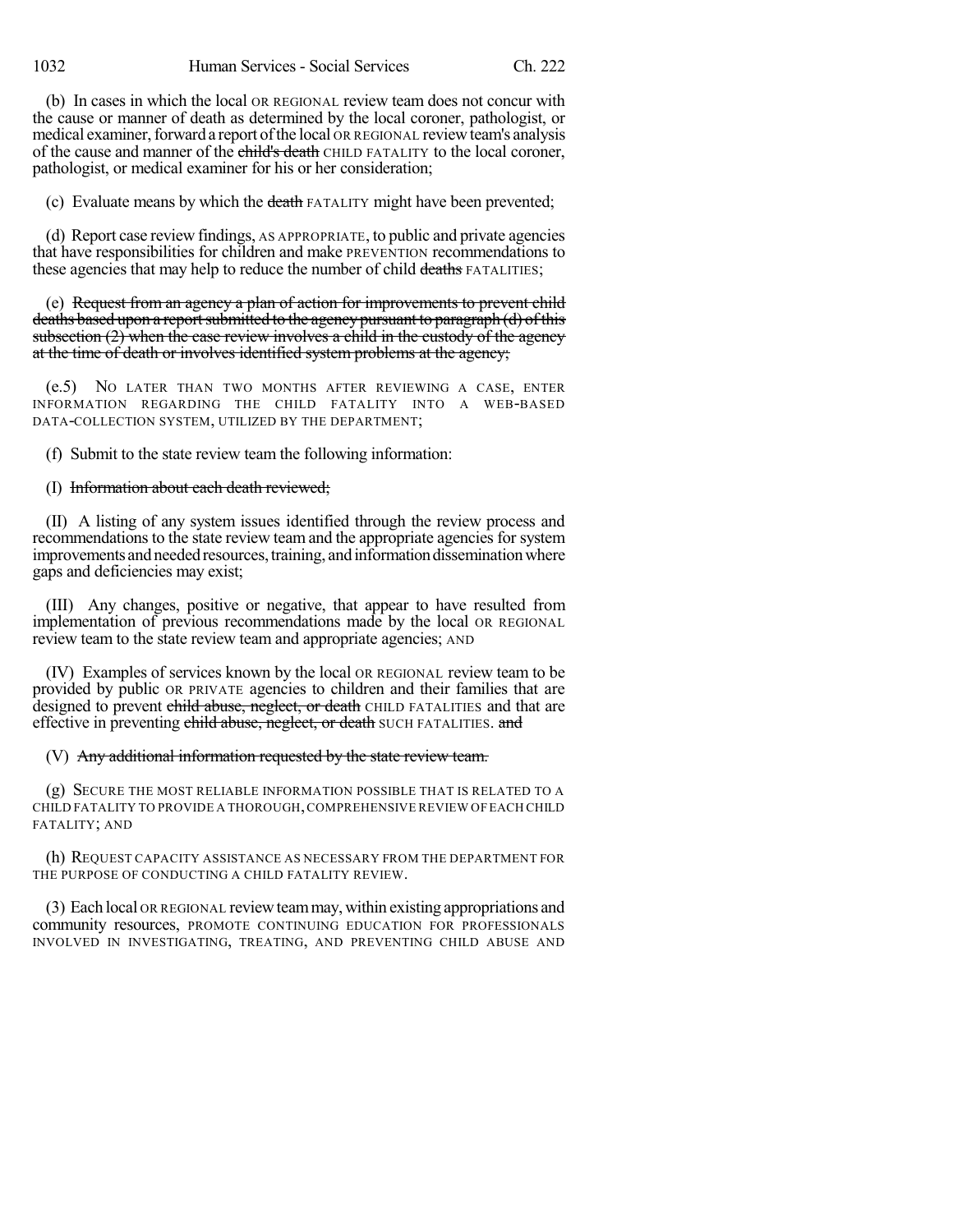(b) In cases in which the local OR REGIONAL review team does not concur with the cause or manner of death as determined by the local coroner, pathologist, or medical examiner, forward a report of the local OR REGIONAL review team's analysis of the cause and manner of the ~~child's death~~ CHILD FATALITY to the local coroner, pathologist, or medical examiner for his or her consideration;

(c) Evaluate means by which the ~~death~~ FATALITY might have been prevented;

(d) Report case review findings, AS APPROPRIATE, to public and private agencies that have responsibilities for children and make PREVENTION recommendations to these agencies that may help to reduce the number of child ~~deaths~~ FATALITIES;

(e) ~~Request from an agency a plan of action for improvements to prevent child deaths based upon a report submitted to the agency pursuant to paragraph (d) of this subsection (2) when the case review involves a child in the custody of the agency at the time of death or involves identified system problems at the agency;~~

(e.5) NO LATER THAN TWO MONTHS AFTER REVIEWING A CASE, ENTER INFORMATION REGARDING THE CHILD FATALITY INTO A WEB-BASED DATA-COLLECTION SYSTEM, UTILIZED BY THE DEPARTMENT;

(f) Submit to the state review team the following information:

(I) ~~Information about each death reviewed;~~

(II) A listing of any system issues identified through the review process and recommendations to the state review team and the appropriate agencies for system improvements and needed resources, training, and information dissemination where gaps and deficiencies may exist;

(III) Any changes, positive or negative, that appear to have resulted from implementation of previous recommendations made by the local OR REGIONAL review team to the state review team and appropriate agencies; AND

(IV) Examples of services known by the local OR REGIONAL review team to be provided by public OR PRIVATE agencies to children and their families that are designed to prevent ~~child abuse, neglect, or death~~ CHILD FATALITIES and that are effective in preventing ~~child abuse, neglect, or death~~ SUCH FATALITIES. ~~and~~

(V) ~~Any additional information requested by the state review team.~~

(g) SECURE THE MOST RELIABLE INFORMATION POSSIBLE THAT IS RELATED TO A CHILD FATALITY TO PROVIDE A THOROUGH, COMPREHENSIVE REVIEW OF EACH CHILD FATALITY; AND

(h) REQUEST CAPACITY ASSISTANCE AS NECESSARY FROM THE DEPARTMENT FOR THE PURPOSE OF CONDUCTING A CHILD FATALITY REVIEW.

(3) Each local OR REGIONAL review team may, within existing appropriations and community resources, PROMOTE CONTINUING EDUCATION FOR PROFESSIONALS INVOLVED IN INVESTIGATING, TREATING, AND PREVENTING CHILD ABUSE AND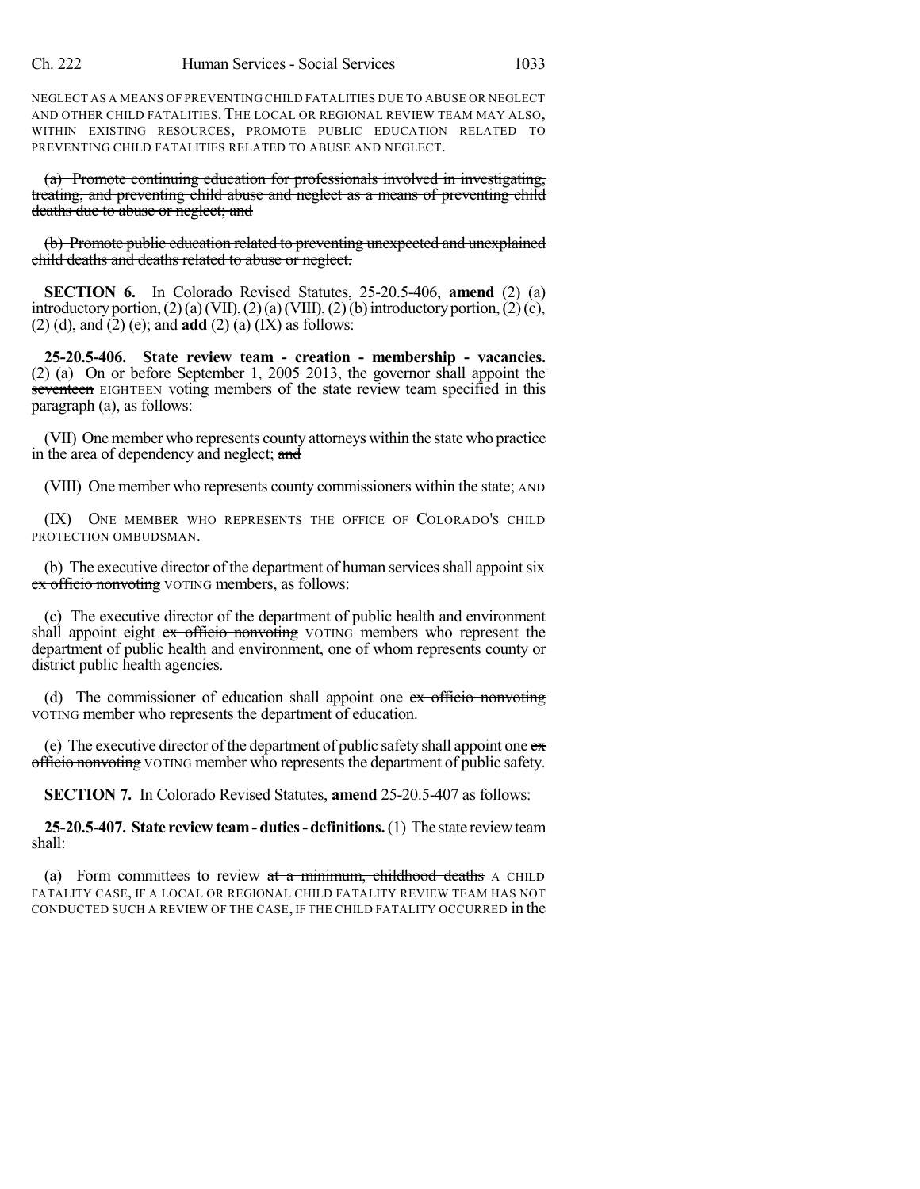NEGLECT AS A MEANS OF PREVENTING CHILD FATALITIES DUE TO ABUSE OR NEGLECT AND OTHER CHILD FATALITIES. THE LOCAL OR REGIONAL REVIEW TEAM MAY ALSO, WITHIN EXISTING RESOURCES, PROMOTE PUBLIC EDUCATION RELATED TO PREVENTING CHILD FATALITIES RELATED TO ABUSE AND NEGLECT.

~~(a) Promote continuing education for professionals involved in investigating, treating, and preventing child abuse and neglect as a means of preventing child deaths due to abuse or neglect; and~~

~~(b) Promote public education related to preventing unexpected and unexplained child deaths and deaths related to abuse or neglect.~~

**SECTION 6.** In Colorado Revised Statutes, 25-20.5-406, **amend** (2) (a) introductory portion, (2) (a) (VII), (2) (a) (VIII), (2) (b) introductory portion, (2) (c), (2) (d), and (2) (e); and **add** (2) (a) (IX) as follows:

**25-20.5-406. State review team - creation - membership - vacancies.** (2) (a) On or before September 1, ~~2005~~ 2013, the governor shall appoint ~~the seventeen~~ EIGHTEEN voting members of the state review team specified in this paragraph (a), as follows:

(VII) One member who represents county attorneys within the state who practice in the area of dependency and neglect; ~~and~~

(VIII) One member who represents county commissioners within the state; AND

(IX) ONE MEMBER WHO REPRESENTS THE OFFICE OF COLORADO'S CHILD PROTECTION OMBUDSMAN.

(b) The executive director of the department of human services shall appoint six ~~ex officio nonvoting~~ VOTING members, as follows:

(c) The executive director of the department of public health and environment shall appoint eight ~~ex officio nonvoting~~ VOTING members who represent the department of public health and environment, one of whom represents county or district public health agencies.

(d) The commissioner of education shall appoint one ~~ex officio nonvoting~~ VOTING member who represents the department of education.

(e) The executive director of the department of public safety shall appoint one ~~ex officio nonvoting~~ VOTING member who represents the department of public safety.

**SECTION 7.** In Colorado Revised Statutes, **amend** 25-20.5-407 as follows:

**25-20.5-407. State review team - duties - definitions.** (1) The state review team shall:

(a) Form committees to review ~~at a minimum, childhood deaths~~ A CHILD FATALITY CASE, IF A LOCAL OR REGIONAL CHILD FATALITY REVIEW TEAM HAS NOT CONDUCTED SUCH A REVIEW OF THE CASE, IF THE CHILD FATALITY OCCURRED in the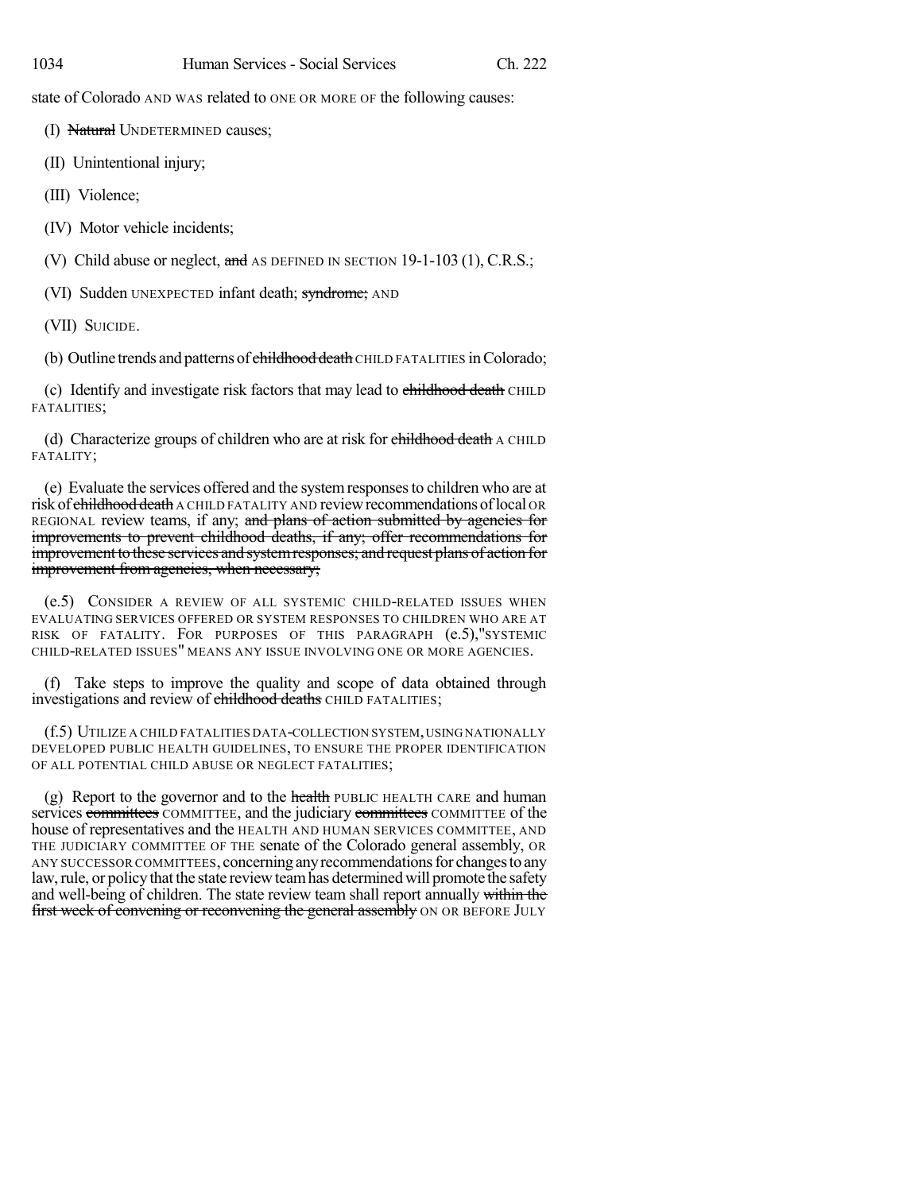state of Colorado AND WAS related to ONE OR MORE OF the following causes:

(I) ~~Natural~~ UNDETERMINED causes;

(II) Unintentional injury;

(III) Violence;

(IV) Motor vehicle incidents;

(V) Child abuse or neglect, ~~and~~ AS DEFINED IN SECTION 19-1-103 (1), C.R.S.;

(VI) Sudden UNEXPECTED infant death; ~~syndrome;~~ AND

(VII) SUICIDE.

(b) Outline trends and patterns of ~~childhood death~~ CHILD FATALITIES in Colorado;

(c) Identify and investigate risk factors that may lead to ~~childhood death~~ CHILD FATALITIES;

(d) Characterize groups of children who are at risk for ~~childhood death~~ A CHILD FATALITY;

(e) Evaluate the services offered and the system responses to children who are at risk of ~~childhood death~~ A CHILD FATALITY AND review recommendations of local OR REGIONAL review teams, if any; ~~and plans of action submitted by agencies for improvements to prevent childhood deaths, if any; offer recommendations for improvement to these services and system responses; and request plans of action for improvement from agencies, when necessary;~~

(e.5) CONSIDER A REVIEW OF ALL SYSTEMIC CHILD-RELATED ISSUES WHEN EVALUATING SERVICES OFFERED OR SYSTEM RESPONSES TO CHILDREN WHO ARE AT RISK OF FATALITY. FOR PURPOSES OF THIS PARAGRAPH (e.5), "SYSTEMIC CHILD-RELATED ISSUES" MEANS ANY ISSUE INVOLVING ONE OR MORE AGENCIES.

(f) Take steps to improve the quality and scope of data obtained through investigations and review of ~~childhood deaths~~ CHILD FATALITIES;

(f.5) UTILIZE A CHILD FATALITIES DATA-COLLECTION SYSTEM, USING NATIONALLY DEVELOPED PUBLIC HEALTH GUIDELINES, TO ENSURE THE PROPER IDENTIFICATION OF ALL POTENTIAL CHILD ABUSE OR NEGLECT FATALITIES;

(g) Report to the governor and to the ~~health~~ PUBLIC HEALTH CARE and human services ~~committees~~ COMMITTEE, and the judiciary ~~committees~~ COMMITTEE of the house of representatives and the HEALTH AND HUMAN SERVICES COMMITTEE, AND THE JUDICIARY COMMITTEE OF THE senate of the Colorado general assembly, OR ANY SUCCESSOR COMMITTEES, concerning any recommendations for changes to any law, rule, or policy that the state review team has determined will promote the safety and well-being of children. The state review team shall report annually ~~within the first week of convening or reconvening the general assembly~~ ON OR BEFORE JULY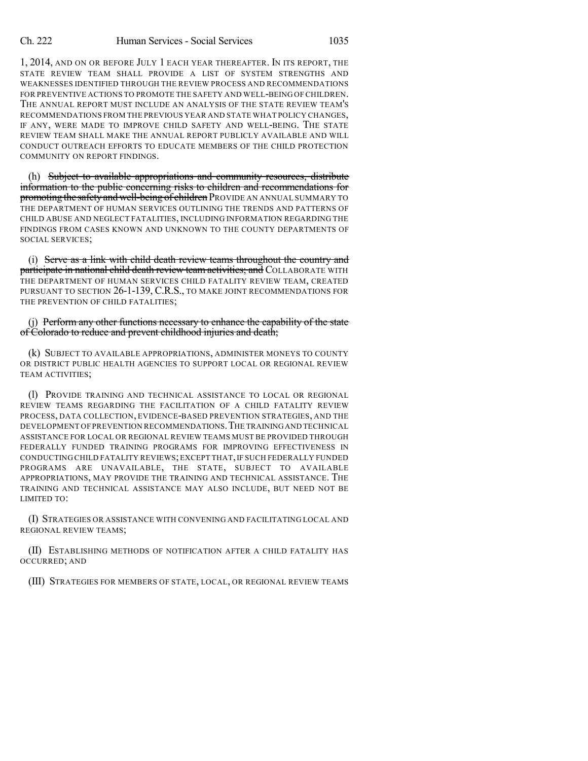1, 2014, AND ON OR BEFORE JULY 1 EACH YEAR THEREAFTER. IN ITS REPORT, THE STATE REVIEW TEAM SHALL PROVIDE A LIST OF SYSTEM STRENGTHS AND WEAKNESSES IDENTIFIED THROUGH THE REVIEW PROCESS AND RECOMMENDATIONS FOR PREVENTIVE ACTIONS TO PROMOTE THE SAFETY AND WELL-BEING OF CHILDREN. THE ANNUAL REPORT MUST INCLUDE AN ANALYSIS OF THE STATE REVIEW TEAM'S RECOMMENDATIONS FROM THE PREVIOUS YEAR AND STATE WHAT POLICY CHANGES, IF ANY, WERE MADE TO IMPROVE CHILD SAFETY AND WELL-BEING. THE STATE REVIEW TEAM SHALL MAKE THE ANNUAL REPORT PUBLICLY AVAILABLE AND WILL CONDUCT OUTREACH EFFORTS TO EDUCATE MEMBERS OF THE CHILD PROTECTION COMMUNITY ON REPORT FINDINGS.

(h) ~~Subject to available appropriations and community resources, distribute information to the public concerning risks to children and recommendations for promoting the safety and well-being of children~~ PROVIDE AN ANNUAL SUMMARY TO THE DEPARTMENT OF HUMAN SERVICES OUTLINING THE TRENDS AND PATTERNS OF CHILD ABUSE AND NEGLECT FATALITIES, INCLUDING INFORMATION REGARDING THE FINDINGS FROM CASES KNOWN AND UNKNOWN TO THE COUNTY DEPARTMENTS OF SOCIAL SERVICES;

(i) ~~Serve as a link with child death review teams throughout the country and participate in national child death review team activities; and~~ COLLABORATE WITH THE DEPARTMENT OF HUMAN SERVICES CHILD FATALITY REVIEW TEAM, CREATED PURSUANT TO SECTION 26-1-139, C.R.S., TO MAKE JOINT RECOMMENDATIONS FOR THE PREVENTION OF CHILD FATALITIES;

(j) ~~Perform any other functions necessary to enhance the capability of the state of Colorado to reduce and prevent childhood injuries and death;~~

(k) SUBJECT TO AVAILABLE APPROPRIATIONS, ADMINISTER MONEYS TO COUNTY OR DISTRICT PUBLIC HEALTH AGENCIES TO SUPPORT LOCAL OR REGIONAL REVIEW TEAM ACTIVITIES;

(l) PROVIDE TRAINING AND TECHNICAL ASSISTANCE TO LOCAL OR REGIONAL REVIEW TEAMS REGARDING THE FACILITATION OF A CHILD FATALITY REVIEW PROCESS, DATA COLLECTION, EVIDENCE-BASED PREVENTION STRATEGIES, AND THE DEVELOPMENT OF PREVENTION RECOMMENDATIONS. THE TRAINING AND TECHNICAL ASSISTANCE FOR LOCAL OR REGIONAL REVIEW TEAMS MUST BE PROVIDED THROUGH FEDERALLY FUNDED TRAINING PROGRAMS FOR IMPROVING EFFECTIVENESS IN CONDUCTING CHILD FATALITY REVIEWS; EXCEPT THAT, IF SUCH FEDERALLY FUNDED PROGRAMS ARE UNAVAILABLE, THE STATE, SUBJECT TO AVAILABLE APPROPRIATIONS, MAY PROVIDE THE TRAINING AND TECHNICAL ASSISTANCE. THE TRAINING AND TECHNICAL ASSISTANCE MAY ALSO INCLUDE, BUT NEED NOT BE LIMITED TO:

(I) STRATEGIES OR ASSISTANCE WITH CONVENING AND FACILITATING LOCAL AND REGIONAL REVIEW TEAMS;

(II) ESTABLISHING METHODS OF NOTIFICATION AFTER A CHILD FATALITY HAS OCCURRED; AND

(III) STRATEGIES FOR MEMBERS OF STATE, LOCAL, OR REGIONAL REVIEW TEAMS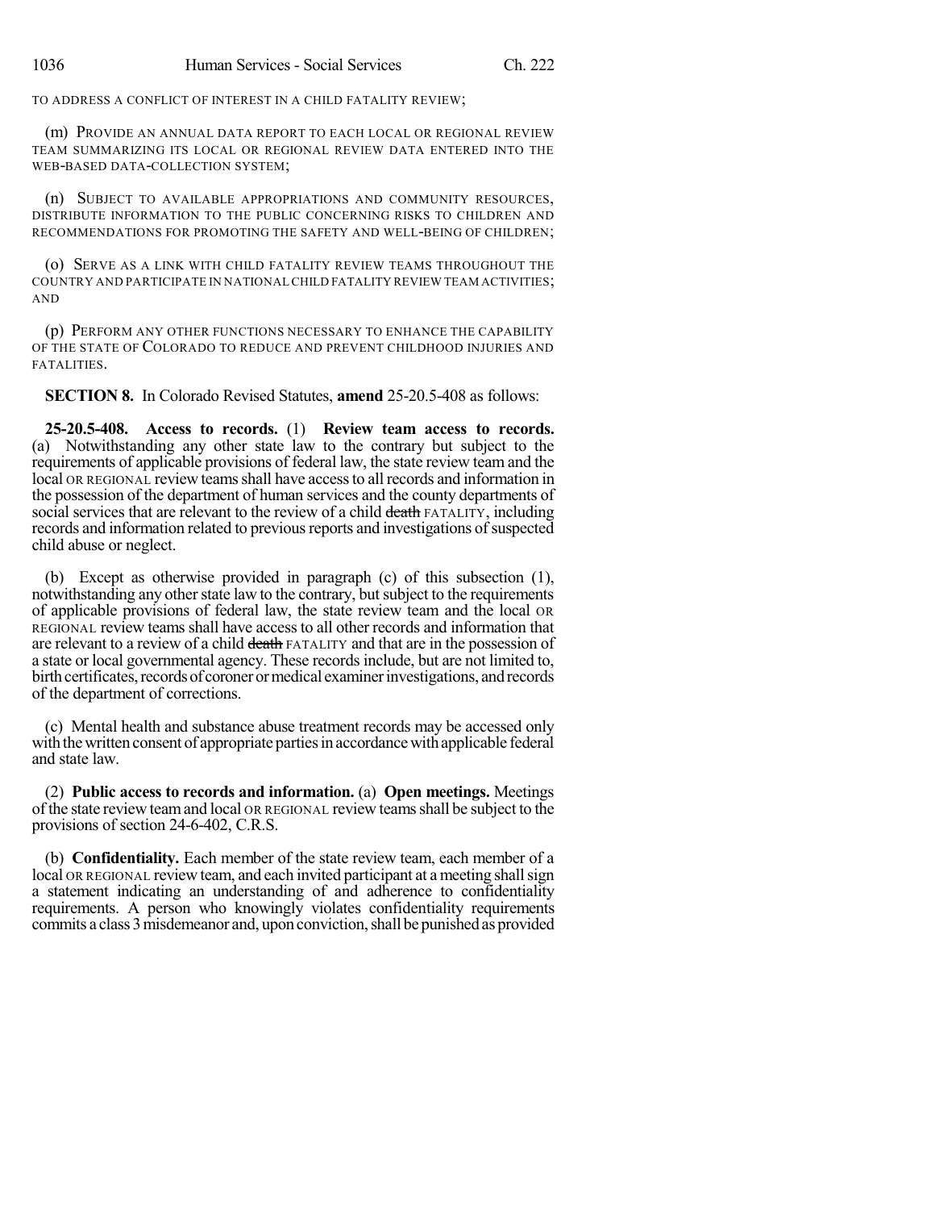TO ADDRESS A CONFLICT OF INTEREST IN A CHILD FATALITY REVIEW;

(m) PROVIDE AN ANNUAL DATA REPORT TO EACH LOCAL OR REGIONAL REVIEW TEAM SUMMARIZING ITS LOCAL OR REGIONAL REVIEW DATA ENTERED INTO THE WEB-BASED DATA-COLLECTION SYSTEM;

(n) SUBJECT TO AVAILABLE APPROPRIATIONS AND COMMUNITY RESOURCES, DISTRIBUTE INFORMATION TO THE PUBLIC CONCERNING RISKS TO CHILDREN AND RECOMMENDATIONS FOR PROMOTING THE SAFETY AND WELL-BEING OF CHILDREN;

(o) SERVE AS A LINK WITH CHILD FATALITY REVIEW TEAMS THROUGHOUT THE COUNTRY AND PARTICIPATE IN NATIONAL CHILD FATALITY REVIEW TEAM ACTIVITIES; AND

(p) PERFORM ANY OTHER FUNCTIONS NECESSARY TO ENHANCE THE CAPABILITY OF THE STATE OF COLORADO TO REDUCE AND PREVENT CHILDHOOD INJURIES AND FATALITIES.

**SECTION 8.** In Colorado Revised Statutes, **amend** 25-20.5-408 as follows:

**25-20.5-408. Access to records.** (1) **Review team access to records.** (a) Notwithstanding any other state law to the contrary but subject to the requirements of applicable provisions of federal law, the state review team and the local OR REGIONAL review teams shall have access to all records and information in the possession of the department of human services and the county departments of social services that are relevant to the review of a child ~~death~~ FATALITY, including records and information related to previous reports and investigations of suspected child abuse or neglect.

(b) Except as otherwise provided in paragraph (c) of this subsection (1), notwithstanding any other state law to the contrary, but subject to the requirements of applicable provisions of federal law, the state review team and the local OR REGIONAL review teams shall have access to all other records and information that are relevant to a review of a child ~~death~~ FATALITY and that are in the possession of a state or local governmental agency. These records include, but are not limited to, birth certificates, records of coroner or medical examiner investigations, and records of the department of corrections.

(c) Mental health and substance abuse treatment records may be accessed only with the written consent of appropriate parties in accordance with applicable federal and state law.

(2) **Public access to records and information.** (a) **Open meetings.** Meetings of the state review team and local OR REGIONAL review teams shall be subject to the provisions of section 24-6-402, C.R.S.

(b) **Confidentiality.** Each member of the state review team, each member of a local OR REGIONAL review team, and each invited participant at a meeting shall sign a statement indicating an understanding of and adherence to confidentiality requirements. A person who knowingly violates confidentiality requirements commits a class 3 misdemeanor and, upon conviction, shall be punished as provided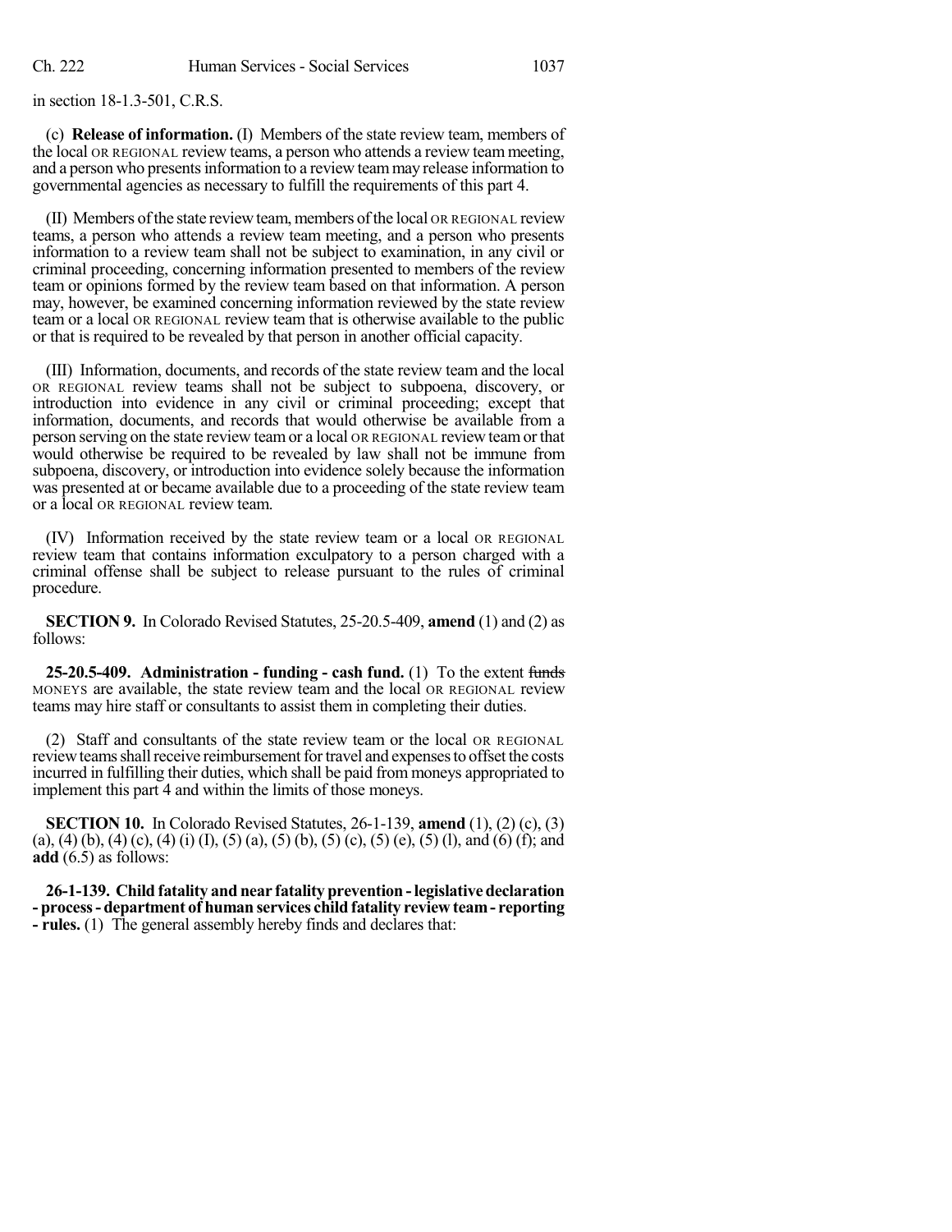in section 18-1.3-501, C.R.S.

(c) **Release of information.** (I) Members of the state review team, members of the local OR REGIONAL review teams, a person who attends a review team meeting, and a person who presents information to a review team may release information to governmental agencies as necessary to fulfill the requirements of this part 4.

(II) Members of the state review team, members of the local OR REGIONAL review teams, a person who attends a review team meeting, and a person who presents information to a review team shall not be subject to examination, in any civil or criminal proceeding, concerning information presented to members of the review team or opinions formed by the review team based on that information. A person may, however, be examined concerning information reviewed by the state review team or a local OR REGIONAL review team that is otherwise available to the public or that is required to be revealed by that person in another official capacity.

(III) Information, documents, and records of the state review team and the local OR REGIONAL review teams shall not be subject to subpoena, discovery, or introduction into evidence in any civil or criminal proceeding; except that information, documents, and records that would otherwise be available from a person serving on the state review team or a local OR REGIONAL review team or that would otherwise be required to be revealed by law shall not be immune from subpoena, discovery, or introduction into evidence solely because the information was presented at or became available due to a proceeding of the state review team or a local OR REGIONAL review team.

(IV) Information received by the state review team or a local OR REGIONAL review team that contains information exculpatory to a person charged with a criminal offense shall be subject to release pursuant to the rules of criminal procedure.

**SECTION 9.** In Colorado Revised Statutes, 25-20.5-409, **amend** (1) and (2) as follows:

**25-20.5-409. Administration - funding - cash fund.** (1) To the extent ~~funds~~ MONEYS are available, the state review team and the local OR REGIONAL review teams may hire staff or consultants to assist them in completing their duties.

(2) Staff and consultants of the state review team or the local OR REGIONAL review teams shall receive reimbursement for travel and expenses to offset the costs incurred in fulfilling their duties, which shall be paid from moneys appropriated to implement this part 4 and within the limits of those moneys.

**SECTION 10.** In Colorado Revised Statutes, 26-1-139, **amend** (1), (2) (c), (3) (a), (4) (b), (4) (c), (4) (i) (I), (5) (a), (5) (b), (5) (c), (5) (e), (5) (l), and (6) (f); and **add** (6.5) as follows:

**26-1-139. Child fatality and near fatality prevention - legislative declaration - process - department of human services child fatality review team - reporting - rules.** (1) The general assembly hereby finds and declares that: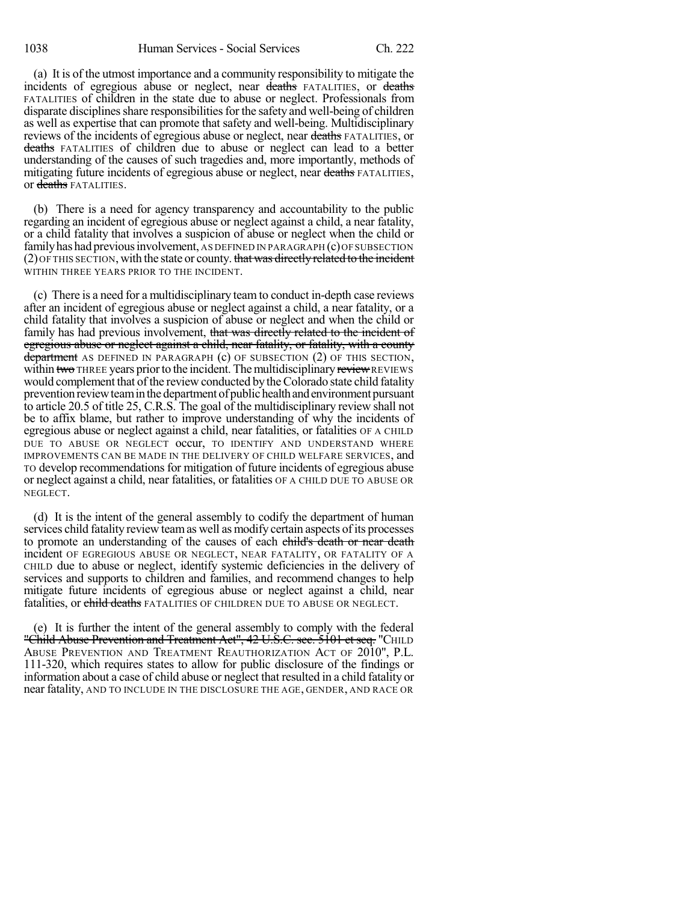(a) It is of the utmost importance and a community responsibility to mitigate the incidents of egregious abuse or neglect, near ~~deaths~~ FATALITIES, or ~~deaths~~ FATALITIES of children in the state due to abuse or neglect. Professionals from disparate disciplines share responsibilities for the safety and well-being of children as well as expertise that can promote that safety and well-being. Multidisciplinary reviews of the incidents of egregious abuse or neglect, near ~~deaths~~ FATALITIES, or ~~deaths~~ FATALITIES of children due to abuse or neglect can lead to a better understanding of the causes of such tragedies and, more importantly, methods of mitigating future incidents of egregious abuse or neglect, near ~~deaths~~ FATALITIES, or ~~deaths~~ FATALITIES.

(b) There is a need for agency transparency and accountability to the public regarding an incident of egregious abuse or neglect against a child, a near fatality, or a child fatality that involves a suspicion of abuse or neglect when the child or family has had previous involvement, AS DEFINED IN PARAGRAPH (c) OF SUBSECTION (2) OF THIS SECTION, with the state or county. ~~that was directly related to the incident~~ WITHIN THREE YEARS PRIOR TO THE INCIDENT.

(c) There is a need for a multidisciplinary team to conduct in-depth case reviews after an incident of egregious abuse or neglect against a child, a near fatality, or a child fatality that involves a suspicion of abuse or neglect and when the child or family has had previous involvement, ~~that was directly related to the incident of egregious abuse or neglect against a child, near fatality, or fatality, with a county department~~ AS DEFINED IN PARAGRAPH (c) OF SUBSECTION (2) OF THIS SECTION, within ~~two~~ THREE years prior to the incident. The multidisciplinary ~~review~~ REVIEWS would complement that of the review conducted by the Colorado state child fatality prevention review team in the department of public health and environment pursuant to article 20.5 of title 25, C.R.S. The goal of the multidisciplinary review shall not be to affix blame, but rather to improve understanding of why the incidents of egregious abuse or neglect against a child, near fatalities, or fatalities OF A CHILD DUE TO ABUSE OR NEGLECT occur, TO IDENTIFY AND UNDERSTAND WHERE IMPROVEMENTS CAN BE MADE IN THE DELIVERY OF CHILD WELFARE SERVICES, and TO develop recommendations for mitigation of future incidents of egregious abuse or neglect against a child, near fatalities, or fatalities OF A CHILD DUE TO ABUSE OR NEGLECT.

(d) It is the intent of the general assembly to codify the department of human services child fatality review team as well as modify certain aspects of its processes to promote an understanding of the causes of each ~~child's death or near death~~ incident OF EGREGIOUS ABUSE OR NEGLECT, NEAR FATALITY, OR FATALITY OF A CHILD due to abuse or neglect, identify systemic deficiencies in the delivery of services and supports to children and families, and recommend changes to help mitigate future incidents of egregious abuse or neglect against a child, near fatalities, or ~~child deaths~~ FATALITIES OF CHILDREN DUE TO ABUSE OR NEGLECT.

(e) It is further the intent of the general assembly to comply with the federal ~~"Child Abuse Prevention and Treatment Act", 42 U.S.C. sec. 5101 et seq.~~ "CHILD ABUSE PREVENTION AND TREATMENT REAUTHORIZATION ACT OF 2010", P.L. 111-320, which requires states to allow for public disclosure of the findings or information about a case of child abuse or neglect that resulted in a child fatality or near fatality, AND TO INCLUDE IN THE DISCLOSURE THE AGE, GENDER, AND RACE OR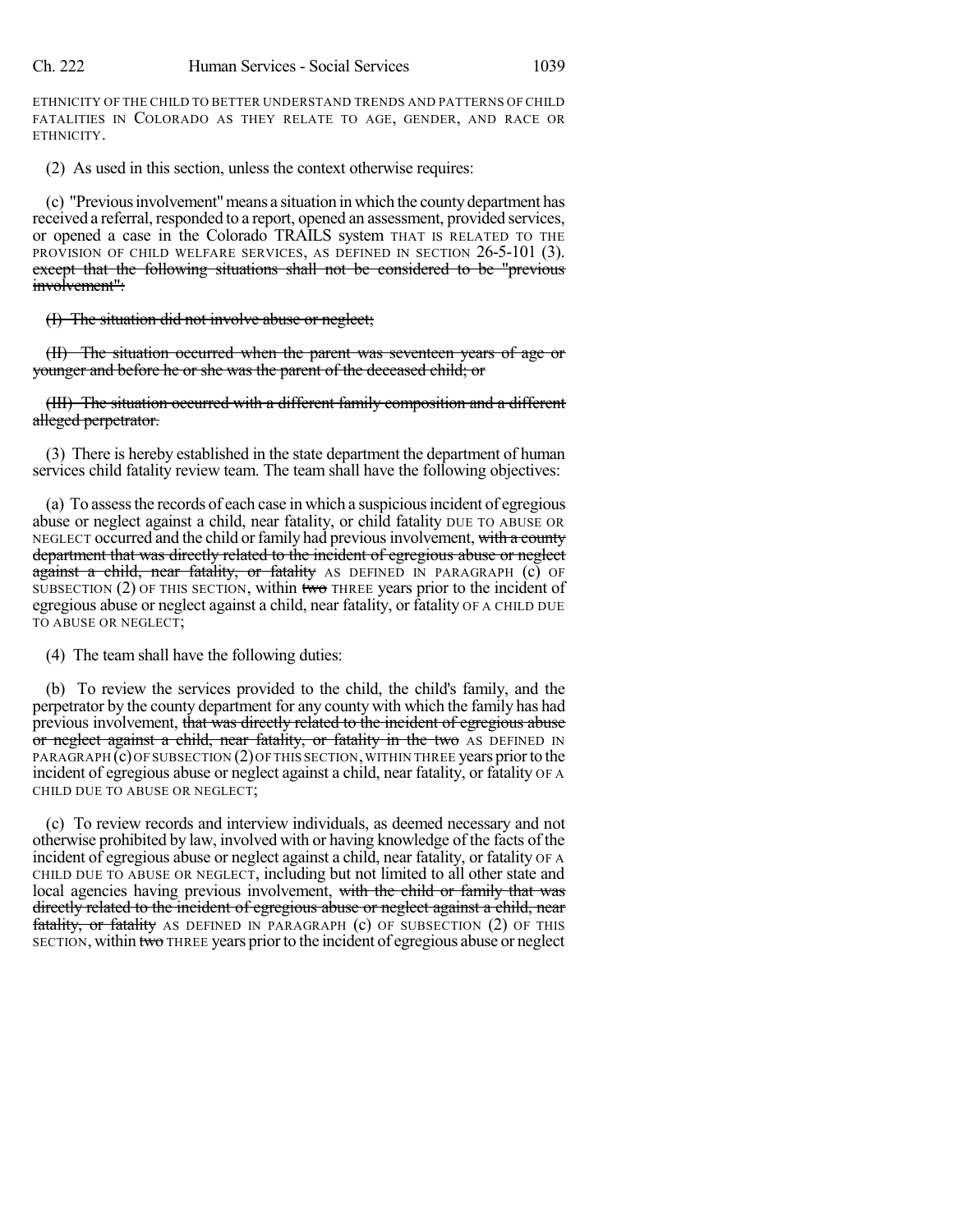ETHNICITY OF THE CHILD TO BETTER UNDERSTAND TRENDS AND PATTERNS OF CHILD FATALITIES IN COLORADO AS THEY RELATE TO AGE, GENDER, AND RACE OR ETHNICITY.

(2) As used in this section, unless the context otherwise requires:

(c) "Previous involvement" means a situation in which the county department has received a referral, responded to a report, opened an assessment, provided services, or opened a case in the Colorado TRAILS system THAT IS RELATED TO THE PROVISION OF CHILD WELFARE SERVICES, AS DEFINED IN SECTION 26-5-101 (3). ~~except that the following situations shall not be considered to be "previous involvement":~~

~~(I) The situation did not involve abuse or neglect;~~

~~(II) The situation occurred when the parent was seventeen years of age or younger and before he or she was the parent of the deceased child; or~~

~~(III) The situation occurred with a different family composition and a different alleged perpetrator.~~

(3) There is hereby established in the state department the department of human services child fatality review team. The team shall have the following objectives:

(a) To assess the records of each case in which a suspicious incident of egregious abuse or neglect against a child, near fatality, or child fatality DUE TO ABUSE OR NEGLECT occurred and the child or family had previous involvement, ~~with a county department that was directly related to the incident of egregious abuse or neglect against a child, near fatality, or fatality~~ AS DEFINED IN PARAGRAPH (c) OF SUBSECTION (2) OF THIS SECTION, within ~~two~~ THREE years prior to the incident of egregious abuse or neglect against a child, near fatality, or fatality OF A CHILD DUE TO ABUSE OR NEGLECT;

(4) The team shall have the following duties:

(b) To review the services provided to the child, the child's family, and the perpetrator by the county department for any county with which the family has had previous involvement, ~~that was directly related to the incident of egregious abuse or neglect against a child, near fatality, or fatality in the two~~ AS DEFINED IN PARAGRAPH (c) OF SUBSECTION (2) OF THIS SECTION, WITHIN THREE years prior to the incident of egregious abuse or neglect against a child, near fatality, or fatality OF A CHILD DUE TO ABUSE OR NEGLECT;

(c) To review records and interview individuals, as deemed necessary and not otherwise prohibited by law, involved with or having knowledge of the facts of the incident of egregious abuse or neglect against a child, near fatality, or fatality OF A CHILD DUE TO ABUSE OR NEGLECT, including but not limited to all other state and local agencies having previous involvement, ~~with the child or family that was directly related to the incident of egregious abuse or neglect against a child, near fatality, or fatality~~ AS DEFINED IN PARAGRAPH (c) OF SUBSECTION (2) OF THIS SECTION, within ~~two~~ THREE years prior to the incident of egregious abuse or neglect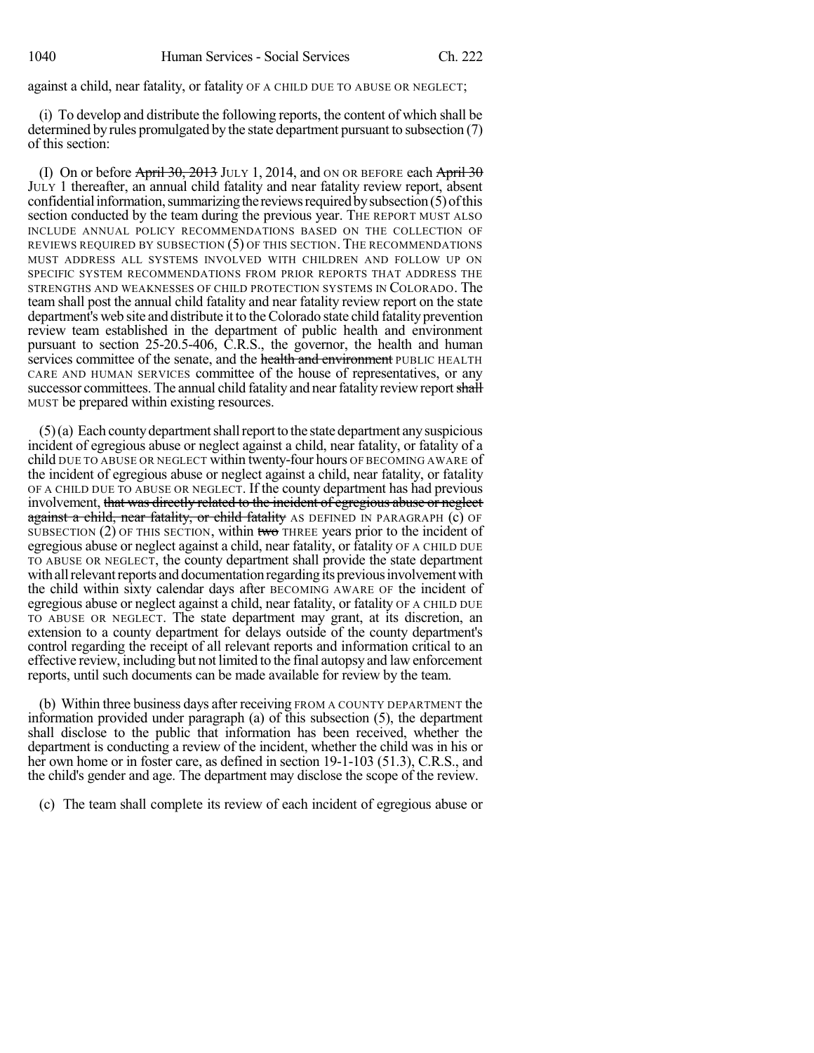against a child, near fatality, or fatality OF A CHILD DUE TO ABUSE OR NEGLECT;

(i) To develop and distribute the following reports, the content of which shall be determined by rules promulgated by the state department pursuant to subsection (7) of this section:

(I) On or before ~~April 30, 2013~~ JULY 1, 2014, and ON OR BEFORE each ~~April 30~~ JULY 1 thereafter, an annual child fatality and near fatality review report, absent confidential information, summarizing the reviews required by subsection (5) of this section conducted by the team during the previous year. THE REPORT MUST ALSO INCLUDE ANNUAL POLICY RECOMMENDATIONS BASED ON THE COLLECTION OF REVIEWS REQUIRED BY SUBSECTION (5) OF THIS SECTION. THE RECOMMENDATIONS MUST ADDRESS ALL SYSTEMS INVOLVED WITH CHILDREN AND FOLLOW UP ON SPECIFIC SYSTEM RECOMMENDATIONS FROM PRIOR REPORTS THAT ADDRESS THE STRENGTHS AND WEAKNESSES OF CHILD PROTECTION SYSTEMS IN COLORADO. The team shall post the annual child fatality and near fatality review report on the state department's web site and distribute it to the Colorado state child fatality prevention review team established in the department of public health and environment pursuant to section 25-20.5-406, C.R.S., the governor, the health and human services committee of the senate, and the ~~health and environment~~ PUBLIC HEALTH CARE AND HUMAN SERVICES committee of the house of representatives, or any successor committees. The annual child fatality and near fatality review report ~~shall~~ MUST be prepared within existing resources.

(5) (a) Each county department shall report to the state department any suspicious incident of egregious abuse or neglect against a child, near fatality, or fatality of a child DUE TO ABUSE OR NEGLECT within twenty-four hours OF BECOMING AWARE of the incident of egregious abuse or neglect against a child, near fatality, or fatality OF A CHILD DUE TO ABUSE OR NEGLECT. If the county department has had previous involvement, ~~that was directly related to the incident of egregious abuse or neglect against a child, near fatality, or child fatality~~ AS DEFINED IN PARAGRAPH (c) OF SUBSECTION (2) OF THIS SECTION, within ~~two~~ THREE years prior to the incident of egregious abuse or neglect against a child, near fatality, or fatality OF A CHILD DUE TO ABUSE OR NEGLECT, the county department shall provide the state department with all relevant reports and documentation regarding its previous involvement with the child within sixty calendar days after BECOMING AWARE OF the incident of egregious abuse or neglect against a child, near fatality, or fatality OF A CHILD DUE TO ABUSE OR NEGLECT. The state department may grant, at its discretion, an extension to a county department for delays outside of the county department's control regarding the receipt of all relevant reports and information critical to an effective review, including but not limited to the final autopsy and law enforcement reports, until such documents can be made available for review by the team.

(b) Within three business days after receiving FROM A COUNTY DEPARTMENT the information provided under paragraph (a) of this subsection (5), the department shall disclose to the public that information has been received, whether the department is conducting a review of the incident, whether the child was in his or her own home or in foster care, as defined in section 19-1-103 (51.3), C.R.S., and the child's gender and age. The department may disclose the scope of the review.

(c) The team shall complete its review of each incident of egregious abuse or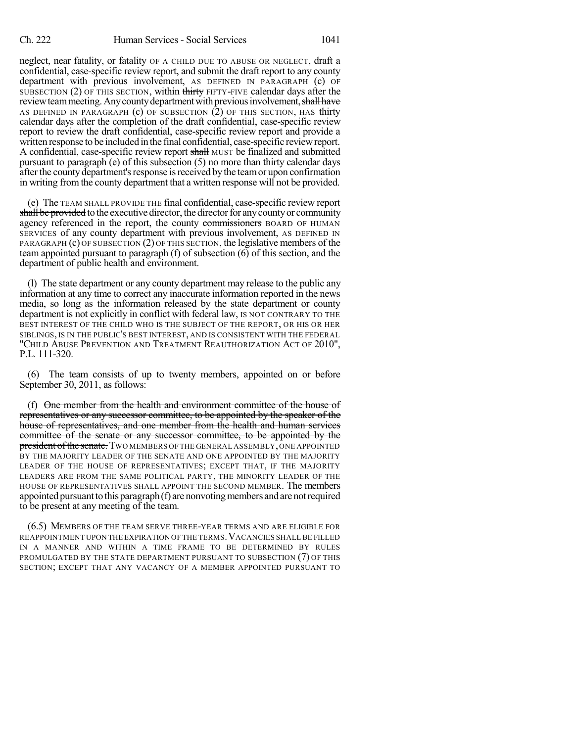neglect, near fatality, or fatality OF A CHILD DUE TO ABUSE OR NEGLECT, draft a confidential, case-specific review report, and submit the draft report to any county department with previous involvement, AS DEFINED IN PARAGRAPH (c) OF SUBSECTION (2) OF THIS SECTION, within ~~thirty~~ FIFTY-FIVE calendar days after the review team meeting. Any county department with previous involvement, ~~shall have~~ AS DEFINED IN PARAGRAPH (c) OF SUBSECTION (2) OF THIS SECTION, HAS thirty calendar days after the completion of the draft confidential, case-specific review report to review the draft confidential, case-specific review report and provide a written response to be included in the final confidential, case-specific review report. A confidential, case-specific review report ~~shall~~ MUST be finalized and submitted pursuant to paragraph (e) of this subsection (5) no more than thirty calendar days after the county department's response is received by the team or upon confirmation in writing from the county department that a written response will not be provided.

(e) The TEAM SHALL PROVIDE THE final confidential, case-specific review report ~~shall be provided~~ to the executive director, the director for any county or community agency referenced in the report, the county ~~commissioners~~ BOARD OF HUMAN SERVICES of any county department with previous involvement, AS DEFINED IN PARAGRAPH (c) OF SUBSECTION (2) OF THIS SECTION, the legislative members of the team appointed pursuant to paragraph (f) of subsection (6) of this section, and the department of public health and environment.

(l) The state department or any county department may release to the public any information at any time to correct any inaccurate information reported in the news media, so long as the information released by the state department or county department is not explicitly in conflict with federal law, IS NOT CONTRARY TO THE BEST INTEREST OF THE CHILD WHO IS THE SUBJECT OF THE REPORT, OR HIS OR HER SIBLINGS, IS IN THE PUBLIC'S BEST INTEREST, AND IS CONSISTENT WITH THE FEDERAL "CHILD ABUSE PREVENTION AND TREATMENT REAUTHORIZATION ACT OF 2010", P.L. 111-320.

(6) The team consists of up to twenty members, appointed on or before September 30, 2011, as follows:

(f) ~~One member from the health and environment committee of the house of representatives or any successor committee, to be appointed by the speaker of the house of representatives, and one member from the health and human services committee of the senate or any successor committee, to be appointed by the president of the senate.~~ TWO MEMBERS OF THE GENERAL ASSEMBLY, ONE APPOINTED BY THE MAJORITY LEADER OF THE SENATE AND ONE APPOINTED BY THE MAJORITY LEADER OF THE HOUSE OF REPRESENTATIVES; EXCEPT THAT, IF THE MAJORITY LEADERS ARE FROM THE SAME POLITICAL PARTY, THE MINORITY LEADER OF THE HOUSE OF REPRESENTATIVES SHALL APPOINT THE SECOND MEMBER. The members appointed pursuant to this paragraph (f) are nonvoting members and are not required to be present at any meeting of the team.

(6.5) MEMBERS OF THE TEAM SERVE THREE-YEAR TERMS AND ARE ELIGIBLE FOR REAPPOINTMENT UPON THE EXPIRATION OF THE TERMS. VACANCIES SHALL BE FILLED IN A MANNER AND WITHIN A TIME FRAME TO BE DETERMINED BY RULES PROMULGATED BY THE STATE DEPARTMENT PURSUANT TO SUBSECTION (7) OF THIS SECTION; EXCEPT THAT ANY VACANCY OF A MEMBER APPOINTED PURSUANT TO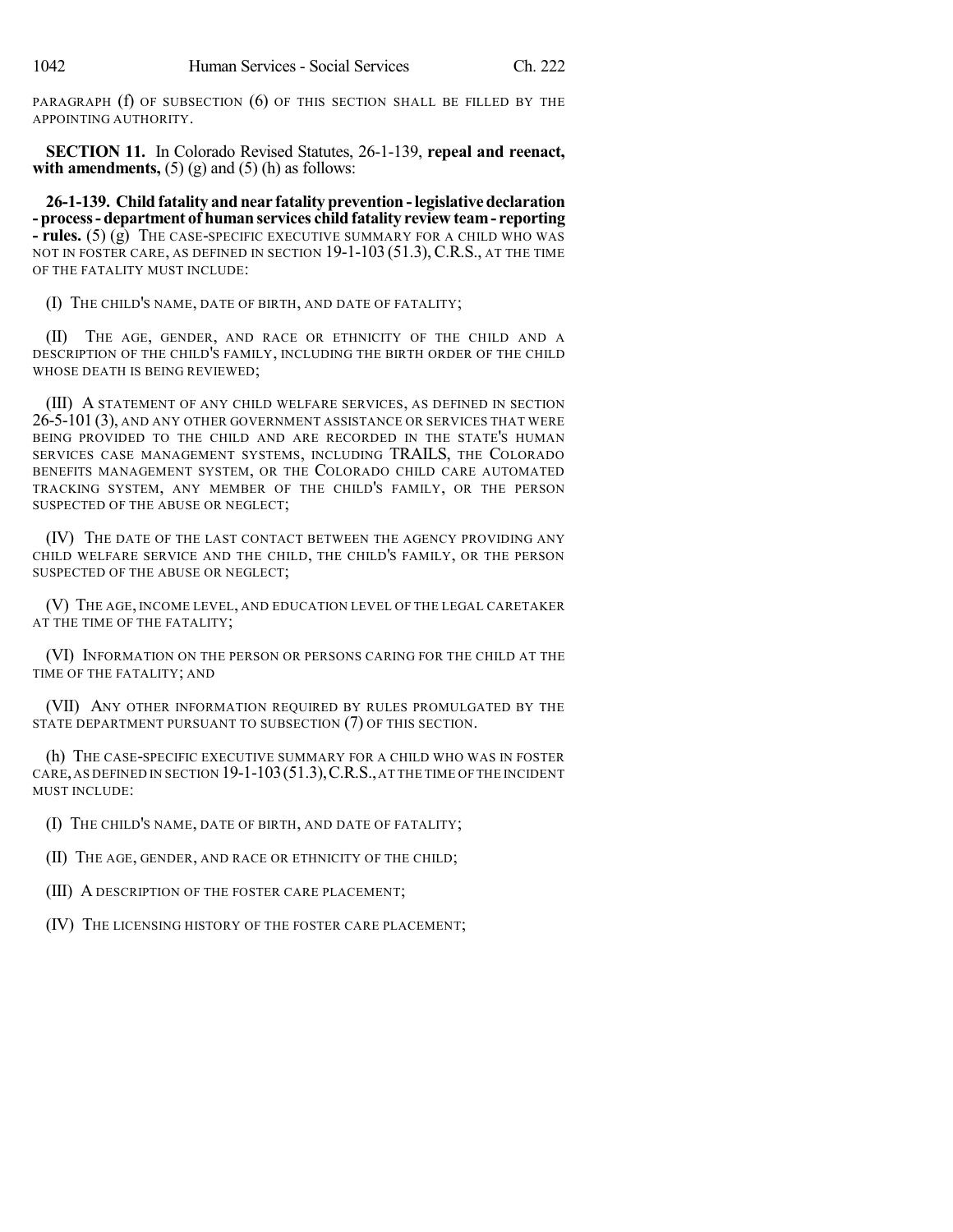PARAGRAPH (f) OF SUBSECTION (6) OF THIS SECTION SHALL BE FILLED BY THE APPOINTING AUTHORITY.

**SECTION 11.** In Colorado Revised Statutes, 26-1-139, **repeal and reenact, with amendments,** (5) (g) and (5) (h) as follows:

**26-1-139. Child fatality and near fatality prevention - legislative declaration - process - department of human services child fatality review team - reporting - rules.** (5) (g) THE CASE-SPECIFIC EXECUTIVE SUMMARY FOR A CHILD WHO WAS NOT IN FOSTER CARE, AS DEFINED IN SECTION 19-1-103 (51.3), C.R.S., AT THE TIME OF THE FATALITY MUST INCLUDE:

(I) THE CHILD'S NAME, DATE OF BIRTH, AND DATE OF FATALITY;

(II) THE AGE, GENDER, AND RACE OR ETHNICITY OF THE CHILD AND A DESCRIPTION OF THE CHILD'S FAMILY, INCLUDING THE BIRTH ORDER OF THE CHILD WHOSE DEATH IS BEING REVIEWED;

(III) A STATEMENT OF ANY CHILD WELFARE SERVICES, AS DEFINED IN SECTION 26-5-101 (3), AND ANY OTHER GOVERNMENT ASSISTANCE OR SERVICES THAT WERE BEING PROVIDED TO THE CHILD AND ARE RECORDED IN THE STATE'S HUMAN SERVICES CASE MANAGEMENT SYSTEMS, INCLUDING TRAILS, THE COLORADO BENEFITS MANAGEMENT SYSTEM, OR THE COLORADO CHILD CARE AUTOMATED TRACKING SYSTEM, ANY MEMBER OF THE CHILD'S FAMILY, OR THE PERSON SUSPECTED OF THE ABUSE OR NEGLECT;

(IV) THE DATE OF THE LAST CONTACT BETWEEN THE AGENCY PROVIDING ANY CHILD WELFARE SERVICE AND THE CHILD, THE CHILD'S FAMILY, OR THE PERSON SUSPECTED OF THE ABUSE OR NEGLECT;

(V) THE AGE, INCOME LEVEL, AND EDUCATION LEVEL OF THE LEGAL CARETAKER AT THE TIME OF THE FATALITY;

(VI) INFORMATION ON THE PERSON OR PERSONS CARING FOR THE CHILD AT THE TIME OF THE FATALITY; AND

(VII) ANY OTHER INFORMATION REQUIRED BY RULES PROMULGATED BY THE STATE DEPARTMENT PURSUANT TO SUBSECTION (7) OF THIS SECTION.

(h) THE CASE-SPECIFIC EXECUTIVE SUMMARY FOR A CHILD WHO WAS IN FOSTER CARE, AS DEFINED IN SECTION 19-1-103 (51.3), C.R.S., AT THE TIME OF THE INCIDENT MUST INCLUDE:

(I) THE CHILD'S NAME, DATE OF BIRTH, AND DATE OF FATALITY;

(II) THE AGE, GENDER, AND RACE OR ETHNICITY OF THE CHILD;

(III) A DESCRIPTION OF THE FOSTER CARE PLACEMENT;

(IV) THE LICENSING HISTORY OF THE FOSTER CARE PLACEMENT;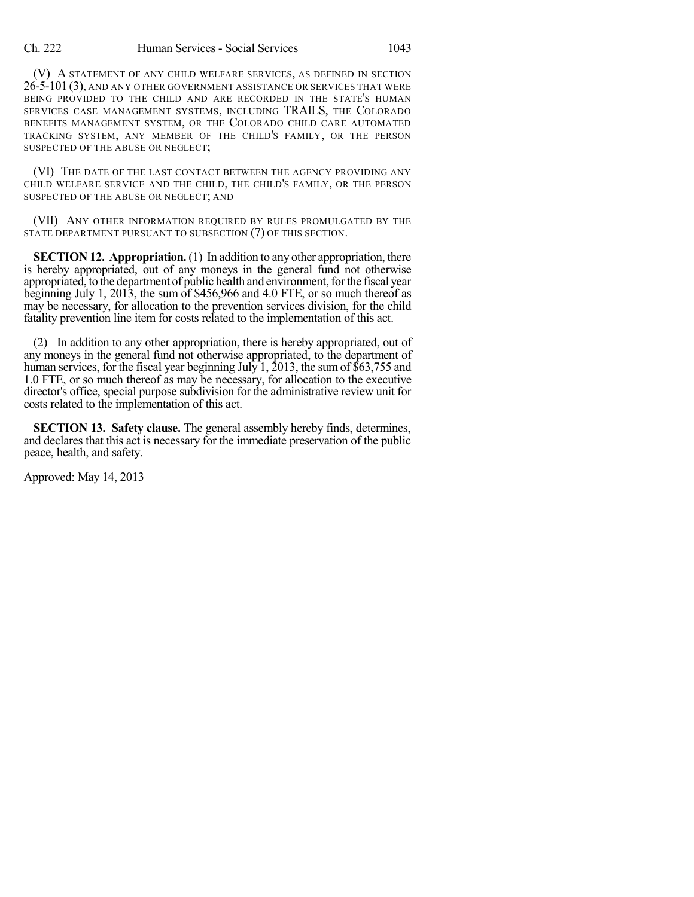(V) A STATEMENT OF ANY CHILD WELFARE SERVICES, AS DEFINED IN SECTION 26-5-101 (3), AND ANY OTHER GOVERNMENT ASSISTANCE OR SERVICES THAT WERE BEING PROVIDED TO THE CHILD AND ARE RECORDED IN THE STATE'S HUMAN SERVICES CASE MANAGEMENT SYSTEMS, INCLUDING TRAILS, THE COLORADO BENEFITS MANAGEMENT SYSTEM, OR THE COLORADO CHILD CARE AUTOMATED TRACKING SYSTEM, ANY MEMBER OF THE CHILD'S FAMILY, OR THE PERSON SUSPECTED OF THE ABUSE OR NEGLECT;

(VI) THE DATE OF THE LAST CONTACT BETWEEN THE AGENCY PROVIDING ANY CHILD WELFARE SERVICE AND THE CHILD, THE CHILD'S FAMILY, OR THE PERSON SUSPECTED OF THE ABUSE OR NEGLECT; AND

(VII) ANY OTHER INFORMATION REQUIRED BY RULES PROMULGATED BY THE STATE DEPARTMENT PURSUANT TO SUBSECTION (7) OF THIS SECTION.

**SECTION 12. Appropriation.** (1) In addition to any other appropriation, there is hereby appropriated, out of any moneys in the general fund not otherwise appropriated, to the department of public health and environment, for the fiscal year beginning July 1, 2013, the sum of $456,966 and 4.0 FTE, or so much thereof as may be necessary, for allocation to the prevention services division, for the child fatality prevention line item for costs related to the implementation of this act.

(2) In addition to any other appropriation, there is hereby appropriated, out of any moneys in the general fund not otherwise appropriated, to the department of human services, for the fiscal year beginning July 1, 2013, the sum of $63,755 and 1.0 FTE, or so much thereof as may be necessary, for allocation to the executive director's office, special purpose subdivision for the administrative review unit for costs related to the implementation of this act.

**SECTION 13. Safety clause.** The general assembly hereby finds, determines, and declares that this act is necessary for the immediate preservation of the public peace, health, and safety.

Approved: May 14, 2013